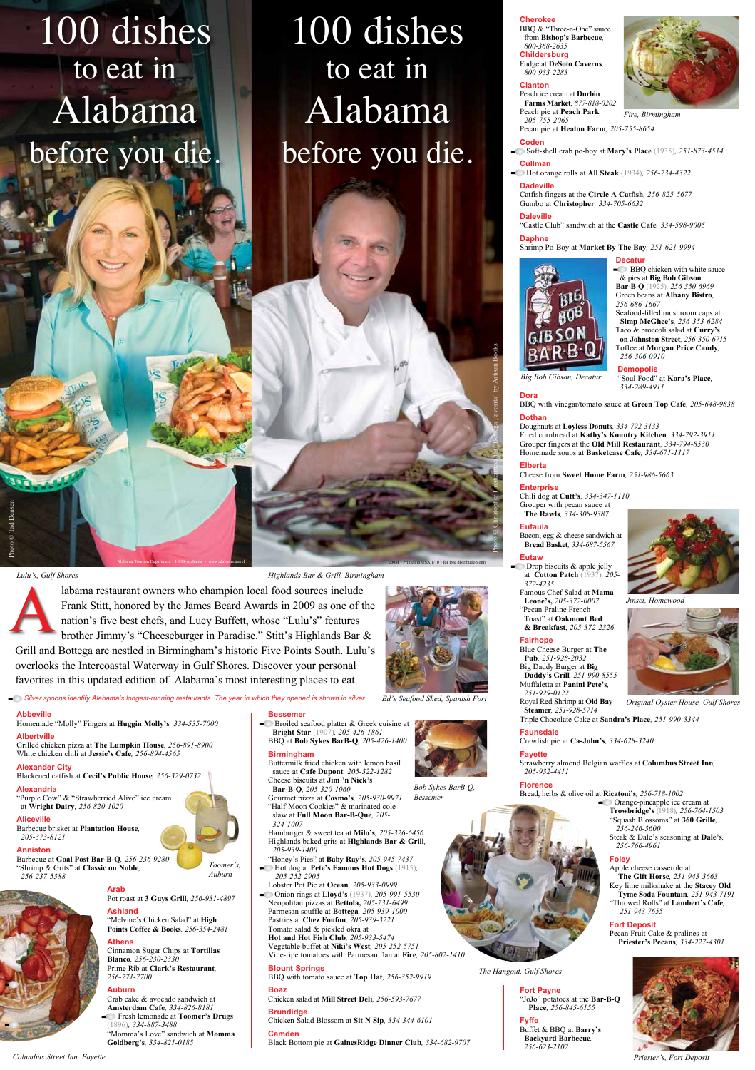# 100 dishes to eat in Alabama before you die.

*Lulu's, Gulf Shores*

*Highlands Bar & Grill, Birmingham*

Alabama restaurant owners who champion local food sources include Frank Stitt, honored by the James Beard Awards in 2009 as one of the nation's five best chefs, and Lucy Buffett, whose "Lulu's" features brother Jimmy's "Cheeseburger in Paradise." Stitt's Highlands Bar & Grill and Bottega are nestled in Birmingham's historic Five Points South. Lulu's overlooks the Intercoastal Waterway in Gulf Shores. Discover your personal favorites in this updated edition of Alabama's most interesting places to eat.

*Silver spoons identify Alabama's longest-running restaurants. The year in which they opened is shown in silver.*

*Ed's Seafood Shed, Spanish Fort*

**Abbeville**
Homemade "Molly" Fingers at **Huggin Molly's**, *334-535-7000*

**Albertville**
Grilled chicken pizza at **The Lumpkin House**, *256-891-8900*
White chicken chili at **Jessie's Cafe**, *256-894-4565*

**Alexander City**
Blackened catfish at **Cecil's Public House**, *256-329-0732*

**Alexandria**
"Purple Cow" & "Strawberried Alive" ice cream at **Wright Dairy**, *256-820-1020*

**Aliceville**
Barbecue brisket at **Plantation House**, *205-373-8121*

**Anniston**
Barbecue at **Goal Post Bar-B-Q**, *256-236-9280*
"Shrimp & Grits" at **Classic on Noble**, *256-237-5388*

*Toomer's, Auburn*

**Arab**
Pecan pie at **3 Guys Grill**, *256-931-4897*

**Ashland**
"Melvine's Chicken Salad" at **High Points Coffee & Books**, *256-354-2481*

**Athens**
Cinnamon Sugar Chips at **Tortillas Blanco**, *256-230-2330*
Prime Rib at **Clark's Restaurant**, *256-771-7700*

**Auburn**
Crab cake & avocado sandwich at **Amsterdam Cafe**, *334-826-8181*
Fresh lemonade at **Toomer's Drugs** (1896), *334-887-3488*
"Momma's Love" sandwich at **Momma Goldberg's**, *334-821-0185*

*Columbus Street Inn, Fayette*

**Bessemer**
Broiled seafood platter & Greek cuisine at **Bright Star** (1907), *205-426-1861*
BBQ at **Bob Sykes BarB-Q**, *205-426-1400*

*Bob Sykes BarB-Q, Bessemer*

**Birmingham**
Buttermilk fried chicken with lemon basil sauce at **Cafe Dupont**, *205-322-1282*
Cheese biscuits at **Jim 'n Nick's Bar-B-Q**, *205-320-1060*
Gourmet pizza at **Cosmo's**, *205-930-9971*
"Half-Moon Cookies" & marinated cole slaw at **Full Moon Bar-B-Que**, *205-324-1007*
Hamburger & sweet tea at **Milo's**, *205-326-6456*
Highlands baked grits at **Highlands Bar & Grill**, *205-939-1400*
"Honey's Pies" at **Baby Ray's**, *205-945-7437*
Hot dog at **Pete's Famous Hot Dogs** (1915), *205-252-2905*
Lobster Pot Pie at **Ocean**, *205-933-0999*
Onion rings at **Lloyd's** (1937), *205-991-5530*
Neopolitan pizzas at **Bettola**, *205-731-6499*
Parmesan souffle at **Bottega**, *205-939-1000*
Pastries at **Chez Fonfon**, *205-939-3221*
Tomato salad & pickled okra at **Hot and Hot Fish Club**, *205-933-5474*
Vegetable buffet at **Niki's West**, *205-252-5751*
Vine-ripe tomatoes with Parmesan flan at **Fire**, *205-802-1410*

**Blount Springs**
BBQ with tomato sauce at **Top Hat**, *256-352-9919*

**Boaz**
Chicken salad at **Mill Street Deli**, *256-593-7677*

**Brundidge**
Chicken Salad Blossom at **Sit N Sip**, *334-344-6101*

**Camden**
Black Bottom pie at **GainesRidge Dinner Club**, *334-682-9707*

*The Hangout, Gulf Shores*

**Cherokee**
BBQ & "Three-n-One" sauce from **Bishop's Barbecue**, *800-368-2635*

**Childersburg**
Fudge at **DeSoto Caverns**, *800-933-2283*

*Fire, Birmingham*

**Clanton**
Peach ice cream at **Durbin Farms Market**, *877-818-0202*
Peach pie at **Peach Park**, *205-755-2065*
Pecan pie at **Heaton Farm**, *205-755-8654*

**Coden**
Soft-shell crab po-boy at **Mary's Place** (1935), *251-873-4514*

**Cullman**
Hot orange rolls at **All Steak** (1934), *256-734-4322*

**Dadeville**
Catfish fingers at the **Circle A Catfish**, *256-825-5677*
Gumbo at **Christopher**, *334-705-6632*

**Daleville**
"Castle Club" sandwich at the **Castle Cafe**, *334-598-9005*

**Daphne**
Shrimp Po-Boy at **Market By The Bay**, *251-621-9994*

*Big Bob Gibson, Decatur*

**Decatur**
BBQ chicken with white sauce & pies at **Big Bob Gibson Bar-B-Q** (1925), *256-350-6969*
Green beans at **Albany Bistro**, *256-686-1667*
Seafood-filled mushroom caps at **Simp McGhee's**, *256-353-6284*
Taco & broccoli salad at **Curry's on Johnston Street**, *256-350-6715*
Toffee at **Morgan Price Candy**, *256-306-0910*

**Demopolis**
"Soul Food" at **Kora's Place**, *334-289-4911*

**Dora**
BBQ with vinegar/tomato sauce at **Green Top Cafe**, *205-648-9838*

**Dothan**
Doughnuts at **Loyless Donuts**, *334-792-3133*
Fried cornbread at **Kathy's Kountry Kitchen**, *334-792-3911*
Grouper fingers at the **Old Mill Restaurant**, *334-794-8530*
Homemade soups at **Basketcase Cafe**, *334-671-1117*

**Elberta**
Cheese from **Sweet Home Farm**, *251-986-5663*

**Enterprise**
Chili dog at **Cutt's**, *334-347-1110*
Grouper with pecan sauce at **The Rawls**, *334-308-9387*

**Eufaula**
Bacon, egg & cheese sandwich at **Bread Basket**, *334-687-5567*

*Jinsei, Homewood*

**Eutaw**
Drop biscuits & apple jelly at **Cotton Patch** (1937), *205-372-4235*
Famous Chef Salad at **Mama Leone's**, *205-372-0007*
"Pecan Praline French Toast" at **Oakmont Bed & Breakfast**, *205-372-2326*

**Fairhope**
Blue Cheese Burger at **The Pub**, *251-928-2032*
Big Daddy Burger at **Big Daddy's Grill**, *251-990-8555*
Muffaletta at **Panini Pete's**, *251-929-0122*
Royal Red Shrimp at **Old Bay Steamer**, *251-928-5714*
Triple Chocolate Cake at **Sandra's Place**, *251-990-3344*

*Original Oyster House, Gulf Shores*

**Faunsdale**
Crawfish pie at **Ca-John's**, *334-628-3240*

**Fayette**
Strawberry almond Belgian waffles at **Columbus Street Inn**, *205-932-4411*

**Florence**
Bread, herbs & olive oil at **Ricatoni's**, *256-718-1002*
Orange-pineapple ice cream at **Trowbridge's** (1918), *256-764-1503*
"Squash Blossoms" at **360 Grille**, *256-246-3600*
Steak & Dale's seasoning at **Dale's**, *256-766-4961*

**Foley**
Apple cheese casserole at **The Gift Horse**, *251-943-3663*
Key lime milkshake at the **Stacey Old Tyme Soda Fountain**, *251-943-7191*
"Throwed Rolls" at **Lambert's Cafe**, *251-943-7655*

**Fort Deposit**
Pecan Fruit Cake & pralines at **Priester's Pecans**, *334-227-4301*

**Fort Payne**
"JoJo" potatoes at the **Bar-B-Q Place**, *256-845-6155*

**Fyffe**
Buffet & BBQ at **Barry's Backyard Barbecue**, *256-623-2102*

*Priester's, Fort Deposit*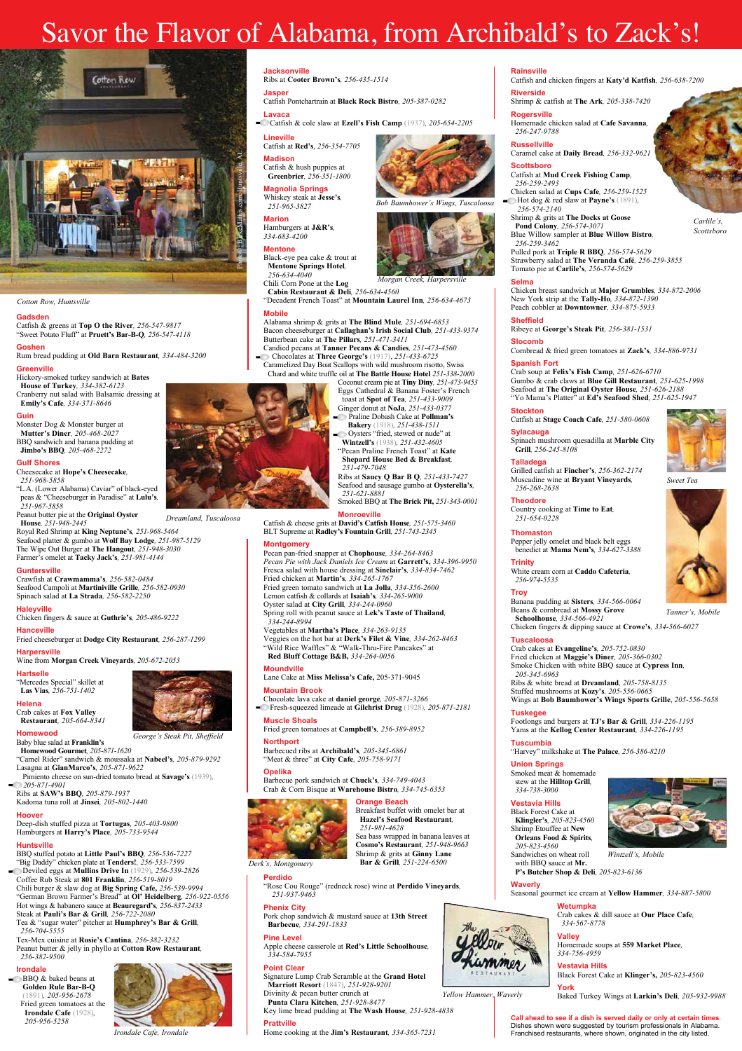# Savor the Flavor of Alabama, from Archibald's to Zack's!

Cotton Row, Huntsville

### Gadsden
Catfish & greens at **Top O the River**, *256-547-9817*
"Sweet Potato Fluff" at **Pruett's Bar-B-Q**, *256-547-4118*

### Goshen
Rum bread pudding at **Old Barn Restaurant**, *334-484-3200*

### Greenville
Hickory-smoked turkey sandwich at **Bates House of Turkey**, *334-382-6123*
Cranberry nut salad with Balsamic dressing at **Emily's Cafe**, *334-371-8646*

### Guin
Monster Dog & Monster burger at **Mutter's Diner**, *205-468-2027*
BBQ sandwich and banana pudding at **Jimbo's BBQ**, *205-468-2272*

### Gulf Shores
Cheesecake at **Hope's Cheesecake**, *251-968-5858*
"L.A. (Lower Alabama) Caviar" of black-eyed peas & "Cheeseburger in Paradise" at **Lulu's**, *251-967-5858*
Peanut butter pie at the **Original Oyster House**, *251-948-2445*
Royal Red Shrimp at **King Neptune's**, *251-968-5464*
Seafood platter & gumbo at **Wolf Bay Lodge**, *251-987-5129*
The Wipe Out Burger at **The Hangout**, *251-948-3030*
Farmer's omelet at **Tacky Jack's**, *251-981-4144*

Dreamland, Tuscaloosa

### Guntersville
Crawfish at **Crawmamma's**, *256-582-0484*
Seafood Campoli at **Martinville Grille**, *256-582-0930*
Spinach salad at **La Strada**, *256-582-2250*

### Haleyville
Chicken fingers & sauce at **Guthrie's**, *205-486-9222*

### Hanceville
Fried cheeseburger at **Dodge City Restaurant**, *256-287-1299*

### Harpersville
Wine from **Morgan Creek Vineyards**, *205-672-2053*

### Hartselle
"Mercedes Special" skillet at **Las Vias**, *256-751-1402*

### Helena
Crab cakes at **Fox Valley Restaurant**, *205-664-8341*

George's Steak Pit, Sheffield

### Homewood
Baby blue salad at **Franklin's Homewood Gourmet**, *205-871-1620*
"Camel Rider" sandwich & moussaka at **Nabeel's**, *205-879-9292*
Lasagna at **GianMarco's**, *205-871-9622*
Pimiento cheese on sun-dried tomato bread at **Savage's** (1939), *205-871-4901*
Ribs at **SAW's BBQ**, *205-879-1937*
Kadoma tuna roll at **Jinsei**, *205-802-1440*

### Hoover
Deep-dish stuffed pizza at **Tortugas**, *205-403-9800*
Hamburgers at **Harry's Place**, *205-733-9544*

### Huntsville
BBQ stuffed potato at **Little Paul's BBQ**, *256-536-7227*
"Big Daddy" chicken plate at **Tenders!**, *256-533-7599*
Deviled eggs at **Mullins Drive In** (1929), *256-539-2826*
Coffee Rub Steak at **801 Franklin**, *256-519-8019*
Chili burger & slaw dog at **Big Spring Cafe**, *256-539-9994*
"German Brown Farmer's Bread" at **Ol' Heidelberg**, *256-922-0556*
Hot wings & habanero sauce at **Beauregard's**, *256-837-2433*
Steak at **Pauli's Bar & Grill**, *256-722-2080*
Tea & "sugar water" pitcher at **Humphrey's Bar & Grill**, *256-704-5555*
Tex-Mex cuisine at **Rosie's Cantina**, *256-382-3232*
Peanut butter & jelly in phyllo at **Cotton Row Restaurant**, *256-382-9500*

### Irondale
BBQ & baked beans at **Golden Rule Bar-B-Q** (1891), *205-956-2678*
Fried green tomatoes at the **Irondale Cafe** (1928), *205-956-5258*

Irondale Cafe, Irondale

### Jacksonville
Ribs at **Cooter Brown's**, *256-435-1514*

### Jasper
Catfish Pontchartrain at **Black Rock Bistro**, *205-387-0282*

### Lavaca
Catfish & cole slaw at **Ezell's Fish Camp** (1937), *205-654-2205*

### Lineville
Catfish at **Red's**, *256-354-7705*

### Madison
Catfish & hush puppies at **Greenbrier**, *256-351-1800*

### Magnolia Springs
Whiskey steak at **Jesse's**, *251-965-3827*

### Marion
Hamburgers at **J&R's**, *334-683-4200*

### Mentone
Black-eye pea cake & trout at **Mentone Springs Hotel**, *256-634-4040*
Chili Corn Pone at the **Log Cabin Restaurant & Deli**, *256-634-4560*
"Decadent French Toast" at **Mountain Laurel Inn**, *256-634-4673*

Bob Baumhower's Wings, Tuscaloosa

Morgan Creek, Harpersville

### Mobile
Alabama shrimp & grits at **The Blind Mule**, *251-694-6853*
Bacon cheeseburger at **Callaghan's Irish Social Club**, *251-433-9374*
Butterbean cake at **The Pillars**, *251-471-3411*
Candied pecans at **Tanner Pecans & Candies**, *251-473-4560*
Chocolates at **Three George's** (1917), *251-433-6725*
Caramelized Day Boat Scallops with wild mushroom risotto, Swiss Chard and white truffle oil at **The Battle House Hotel** *251-338-2000*
Coconut cream pie at **Tiny Diny**, *251-473-9453*
Eggs Cathedral & Banana Foster's French toast at **Spot of Tea**, *251-433-9009*
Ginger donut at **NoJa**, *251-433-0377*
Praline Dobash Cake at **Pollman's Bakery** (1918), *251-438-1511*
Oysters "fried, stewed or nude" at **Wintzell's** (1938), *251-432-4605*
"Pecan Praline French Toast" at **Kate Shepard House Bed & Breakfast**, *251-479-7048*
Ribs at **Saucy Q Bar B Q**, *251-433-7427*
Seafood and sausage gumbo at **Oysterella's**, *251-621-8881*
Smoked BBQ at **The Brick Pit**, *251-343-0001*

### Monroeville
Catfish & cheese grits at **David's Catfish House**, *251-575-3460*
BLT Supreme at **Radley's Fountain Grill**, *251-743-2345*

### Montgomery
Pecan pan-fried snapper at **Chophouse**, *334-264-8463*
*Pecan Pie with Jack Daniels Ice Cream* at **Garrett's**, *334-396-9950*
Fresca salad with house dressing at **Sinclair's**, *334-834-7462*
Fried chicken at **Martin's**, *334-265-1767*
Fried green tomato sandwich at **La Jolla**, *334-356-2600*
Lemon catfish & collards at **Isaiah's**, *334-265-9000*
Oyster salad at **City Grill**, *334-244-0960*
Spring roll with peanut sauce at **Lek's Taste of Thailand**, *334-244-8994*
Vegetables at **Martha's Place**, *334-263-9135*
Veggies on the hot bar at **Derk's Filet & Vine**, *334-262-8463*
"Wild Rice Waffles" & "Walk-Thru-Fire Pancakes" at **Red Bluff Cottage B&B**, *334-264-0056*

### Moundville
Lane Cake at **Miss Melissa's Cafe**, 205-371-9045

### Mountain Brook
Chocolate lava cake at **daniel george**, *205-871-3266*
Fresh-squeezed limeade at **Gilchrist Drug** (1928), *205-871-2181*

### Muscle Shoals
Fried green tomatoes at **Campbell's**, *256-389-8952*

### Northport
Barbecued ribs at **Archibald's**, *205-345-6861*
"Meat & three" at **City Cafe**, *205-758-9171*

### Opelika
Barbecue pork sandwich at **Chuck's**, *334-749-4043*
Crab & Corn Bisque at **Warehouse Bistro**, *334-745-6353*

Derk's, Montgomery

### Orange Beach
Breakfast buffet with omelet bar at **Hazel's Seafood Restaurant**, *251-981-4628*
Sea bass wrapped in banana leaves at **Cosmo's Restaurant**, *251-948-9663*
Shrimp & grits at **Ginny Lane Bar & Grill**, *251-224-6500*

### Perdido
"Rose Cou Rouge" (redneck rose) wine at **Perdido Vineyards**, *251-937-9463*

### Phenix City
Pork chop sandwich & mustard sauce at **13th Street Barbecue**, *334-291-1833*

### Pine Level
Apple cheese casserole at **Red's Little Schoolhouse**, *334-584-7955*

### Point Clear
Signature Lump Crab Scramble at the **Grand Hotel Marriott Resort** (1847), *251-928-9201*
Divinity & pecan butter crunch at **Punta Clara Kitchen**, *251-928-8477*
Key lime bread pudding at **The Wash House**, *251-928-4838*

Yellow Hammer, Waverly

### Prattville
Home cooking at the **Jim's Restaurant**, *334-365-7231*

### Rainsville
Catfish and chicken fingers at **Katy'd Katfish**, *256-638-7200*

### Riverside
Shrimp & catfish at **The Ark**, *205-338-7420*

### Rogersville
Homemade chicken salad at **Cafe Savanna**, *256-247-9788*

### Russellville
Caramel cake at **Daily Bread**, *256-332-9621*

### Scottsboro
Catfish at **Mud Creek Fishing Camp**, *256-259-2493*
Chicken salad at **Cups Cafe**, *256-259-1525*
Hot dog & red slaw at **Payne's** (1891), *256-574-2140*
Shrimp & grits at **The Docks at Goose Pond Colony**, *256-574-3071*
Blue Willow sampler at **Blue Willow Bistro**, *256-259-3462*
Pulled pork at **Triple R BBQ**, *256-574-5629*
Strawberry salad at **The Veranda Café**, *256-259-3855*
Tomato pie at **Carlile's**, *256-574-5629*

Carlile's, Scottsboro

### Selma
Chicken breast sandwich at **Major Grumbles**, *334-872-2006*
New York strip at the **Tally-Ho**, *334-872-1390*
Peach cobbler at **Downtowner**, *334-875-5933*

### Sheffield
Ribeye at **George's Steak Pit**, *256-381-1531*

### Slocomb
Cornbread & fried green tomatoes at **Zack's**, *334-886-9731*

### Spanish Fort
Crab soup at **Felix's Fish Camp**, *251-626-6710*
Gumbo & crab claws at **Blue Gill Restaurant**, *251-625-1998*
Seafood at **The Original Oyster House**, *251-626-2188*
"Yo Mama's Platter" at **Ed's Seafood Shed**, *251-625-1947*

### Stockton
Catfish at **Stage Coach Cafe**, *251-580-0608*

### Sylacauga
Spinach mushroom quesadilla at **Marble City Grill**, *256-245-8108*

### Talladega
Grilled catfish at **Fincher's**, *256-362-2174*
Muscadine wine at **Bryant Vineyards**, *256-268-2638*

Sweet Tea

### Theodore
Country cooking at **Time to Eat**, *251-654-0228*

### Thomaston
Pepper jelly omelet and black belt eggs benedict at **Mama Nem's**, *334-627-3388*

### Trinity
White cream corn at **Caddo Cafeteria**, *256-974-5535*

### Troy
Banana pudding at **Sisters**, *334-566-0064*
Beans & cornbread at **Mossy Grove Schoolhouse**, *334-566-4921*
Chicken fingers & dipping sauce at **Crowe's**, *334-566-6027*

Tanner's, Mobile

### Tuscaloosa
Crab cakes at **Evangeline's**, *205-752-0830*
Fried chicken at **Maggie's Diner**, *205-366-0302*
Smoke Chicken with white BBQ sauce at **Cypress Inn**, *205-345-6963*
Ribs & white bread at **Dreamland**, *205-758-8135*
Stuffed mushrooms at **Kozy's**, *205-556-0665*
Wings at **Bob Baumhower's Wings Sports Grille**, *205-556-5658*

### Tuskegee
Footlongs and burgers at **TJ's Bar & Grill**, *334-226-1195*
Yams at the **Kellog Center Restaurant**, *334-226-1195*

### Tuscumbia
"Harvey" milkshake at **The Palace**, *256-386-8210*

### Union Springs
Smoked meat & homemade stew at the **Hilltop Grill**, *334-738-3000*

### Vestavia Hills
Black Forest Cake at **Klingler's**, *205-823-4560*
Shrimp Etouffee at **New Orleans Food & Spirits**, *205-823-4560*
Sandwiches on wheat roll with BBQ sauce at **Mr. P's Butcher Shop & Deli**, *205-823-6136*

Wintzell's, Mobile

### Waverly
Seasonal gourmet ice cream at **Yellow Hammer**, *334-887-5800*

### Wetumpka
Crab cakes & dill sauce at **Our Place Cafe**, *334-567-8778*

### Valley
Homemade soups at **559 Market Place**, *334-756-4959*

### Vestavia Hills
Black Forest Cake at **Klinger's**, *205-823-4560*

### York
Baked Turkey Wings at **Larkin's Deli**, *205-932-9988*

**Call ahead to see if a dish is served daily or only at certain times.**
Dishes shown were suggested by tourism professionals in Alabama.
Franchised restaurants, where shown, originated in the city listed.